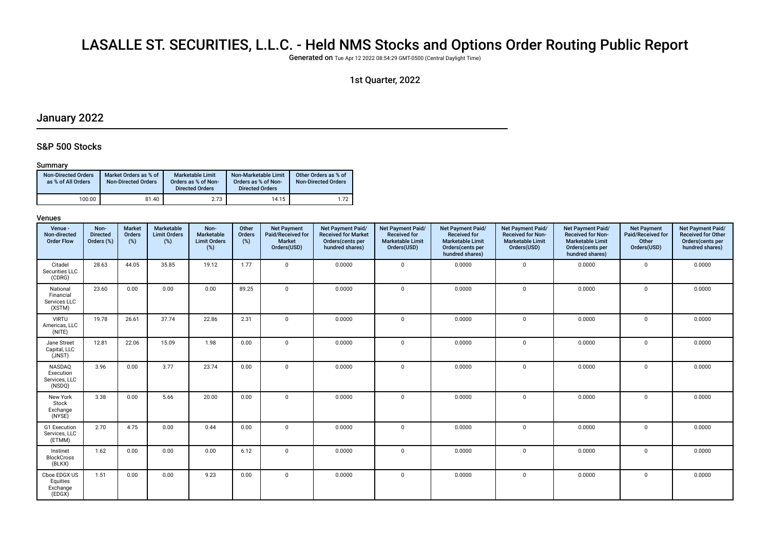# LASALLE ST. SECURITIES, L.L.C. - Held NMS Stocks and Options Order Routing Public Report

**Generated on** Tue Apr 12 2022 08:54:29 GMT-0500 (Central Daylight Time)

1st Quarter, 2022

## January 2022

### S&P 500 Stocks

Summary

| Non-Directed Orders as % of All Orders | Market Orders as % of Non-Directed Orders | Marketable Limit Orders as % of Non-Directed Orders | Non-Marketable Limit Orders as % of Non-Directed Orders | Other Orders as % of Non-Directed Orders |
|---|---|---|---|---|
| 100.00 | 81.40 | 2.73 | 14.15 | 1.72 |

Venues

| Venue - Non-directed Order Flow | Non-Directed Orders (%) | Market Orders (%) | Marketable Limit Orders (%) | Non-Marketable Limit Orders (%) | Other Orders (%) | Net Payment Paid/Received for Market Orders(USD) | Net Payment Paid/Received for Market Orders(cents per hundred shares) | Net Payment Paid/Received for Marketable Limit Orders(USD) | Net Payment Paid/Received for Marketable Limit Orders(cents per hundred shares) | Net Payment Paid/Received for Non-Marketable Limit Orders(USD) | Net Payment Paid/Received for Non-Marketable Limit Orders(cents per hundred shares) | Net Payment Paid/Received for Other Orders(USD) | Net Payment Paid/Received for Other Orders(cents per hundred shares) |
|---|---|---|---|---|---|---|---|---|---|---|---|---|---|
| Citadel Securities LLC (CDRG) | 28.63 | 44.05 | 35.85 | 19.12 | 1.77 | 0 | 0.0000 | 0 | 0.0000 | 0 | 0.0000 | 0 | 0.0000 |
| National Financial Services LLC (XSTM) | 23.60 | 0.00 | 0.00 | 0.00 | 89.25 | 0 | 0.0000 | 0 | 0.0000 | 0 | 0.0000 | 0 | 0.0000 |
| VIRTU Americas, LLC (NITE) | 19.78 | 26.61 | 37.74 | 22.86 | 2.31 | 0 | 0.0000 | 0 | 0.0000 | 0 | 0.0000 | 0 | 0.0000 |
| Jane Street Capital, LLC (JNST) | 12.81 | 22.06 | 15.09 | 1.98 | 0.00 | 0 | 0.0000 | 0 | 0.0000 | 0 | 0.0000 | 0 | 0.0000 |
| NASDAQ Execution Services, LLC (NSDQ) | 3.96 | 0.00 | 3.77 | 23.74 | 0.00 | 0 | 0.0000 | 0 | 0.0000 | 0 | 0.0000 | 0 | 0.0000 |
| New York Stock Exchange (NYSE) | 3.38 | 0.00 | 5.66 | 20.00 | 0.00 | 0 | 0.0000 | 0 | 0.0000 | 0 | 0.0000 | 0 | 0.0000 |
| G1 Execution Services, LLC (ETMM) | 2.70 | 4.75 | 0.00 | 0.44 | 0.00 | 0 | 0.0000 | 0 | 0.0000 | 0 | 0.0000 | 0 | 0.0000 |
| Instinet BlockCross (BLKX) | 1.62 | 0.00 | 0.00 | 0.00 | 6.12 | 0 | 0.0000 | 0 | 0.0000 | 0 | 0.0000 | 0 | 0.0000 |
| Cboe EDGX US Equities Exchange (EDGX) | 1.51 | 0.00 | 0.00 | 9.23 | 0.00 | 0 | 0.0000 | 0 | 0.0000 | 0 | 0.0000 | 0 | 0.0000 |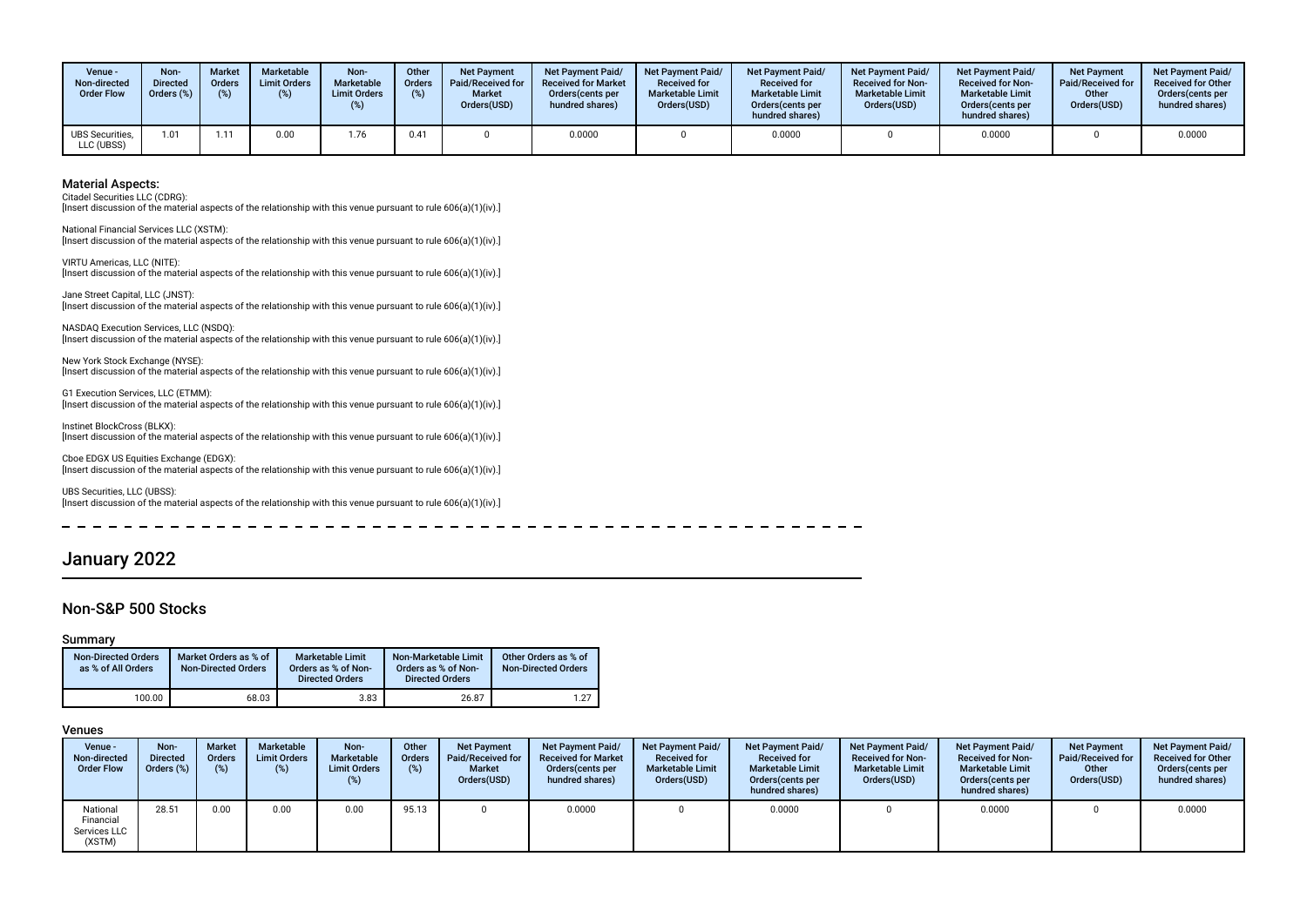| Venue - Non-directed Order Flow | Non-Directed Orders (%) | Market Orders (%) | Marketable Limit Orders (%) | Non-Marketable Limit Orders (%) | Other Orders (%) | Net Payment Paid/Received for Market Orders(USD) | Net Payment Paid/ Received for Market Orders(cents per hundred shares) | Net Payment Paid/ Received for Marketable Limit Orders(USD) | Net Payment Paid/ Received for Marketable Limit Orders(cents per hundred shares) | Net Payment Paid/ Received for Non-Marketable Limit Orders(USD) | Net Payment Paid/ Received for Non-Marketable Limit Orders(cents per hundred shares) | Net Payment Paid/Received for Other Orders(USD) | Net Payment Paid/ Received for Other Orders(cents per hundred shares) |
|---|---|---|---|---|---|---|---|---|---|---|---|---|---|
| UBS Securities, LLC (UBSS) | 1.01 | 1.11 | 0.00 | 1.76 | 0.41 | 0 | 0.0000 | 0 | 0.0000 | 0 | 0.0000 | 0 | 0.0000 |

### Material Aspects:

Citadel Securities LLC (CDRG):
[Insert discussion of the material aspects of the relationship with this venue pursuant to rule 606(a)(1)(iv).]

National Financial Services LLC (XSTM):
[Insert discussion of the material aspects of the relationship with this venue pursuant to rule 606(a)(1)(iv).]

VIRTU Americas, LLC (NITE):
[Insert discussion of the material aspects of the relationship with this venue pursuant to rule 606(a)(1)(iv).]

Jane Street Capital, LLC (JNST):
[Insert discussion of the material aspects of the relationship with this venue pursuant to rule 606(a)(1)(iv).]

NASDAQ Execution Services, LLC (NSDQ):
[Insert discussion of the material aspects of the relationship with this venue pursuant to rule 606(a)(1)(iv).]

New York Stock Exchange (NYSE):
[Insert discussion of the material aspects of the relationship with this venue pursuant to rule 606(a)(1)(iv).]

G1 Execution Services, LLC (ETMM):
[Insert discussion of the material aspects of the relationship with this venue pursuant to rule 606(a)(1)(iv).]

Instinet BlockCross (BLKX):
[Insert discussion of the material aspects of the relationship with this venue pursuant to rule 606(a)(1)(iv).]

Cboe EDGX US Equities Exchange (EDGX):
[Insert discussion of the material aspects of the relationship with this venue pursuant to rule 606(a)(1)(iv).]

UBS Securities, LLC (UBSS):
[Insert discussion of the material aspects of the relationship with this venue pursuant to rule 606(a)(1)(iv).]

# January 2022

## Non-S&P 500 Stocks

### Summary

| Non-Directed Orders as % of All Orders | Market Orders as % of Non-Directed Orders | Marketable Limit Orders as % of Non-Directed Orders | Non-Marketable Limit Orders as % of Non-Directed Orders | Other Orders as % of Non-Directed Orders |
|---|---|---|---|---|
| 100.00 | 68.03 | 3.83 | 26.87 | 1.27 |

### Venues

| Venue - Non-directed Order Flow | Non-Directed Orders (%) | Market Orders (%) | Marketable Limit Orders (%) | Non-Marketable Limit Orders (%) | Other Orders (%) | Net Payment Paid/Received for Market Orders(USD) | Net Payment Paid/ Received for Market Orders(cents per hundred shares) | Net Payment Paid/ Received for Marketable Limit Orders(USD) | Net Payment Paid/ Received for Marketable Limit Orders(cents per hundred shares) | Net Payment Paid/ Received for Non-Marketable Limit Orders(USD) | Net Payment Paid/ Received for Non-Marketable Limit Orders(cents per hundred shares) | Net Payment Paid/Received for Other Orders(USD) | Net Payment Paid/ Received for Other Orders(cents per hundred shares) |
|---|---|---|---|---|---|---|---|---|---|---|---|---|---|
| National Financial Services LLC (XSTM) | 28.51 | 0.00 | 0.00 | 0.00 | 95.13 | 0 | 0.0000 | 0 | 0.0000 | 0 | 0.0000 | 0 | 0.0000 |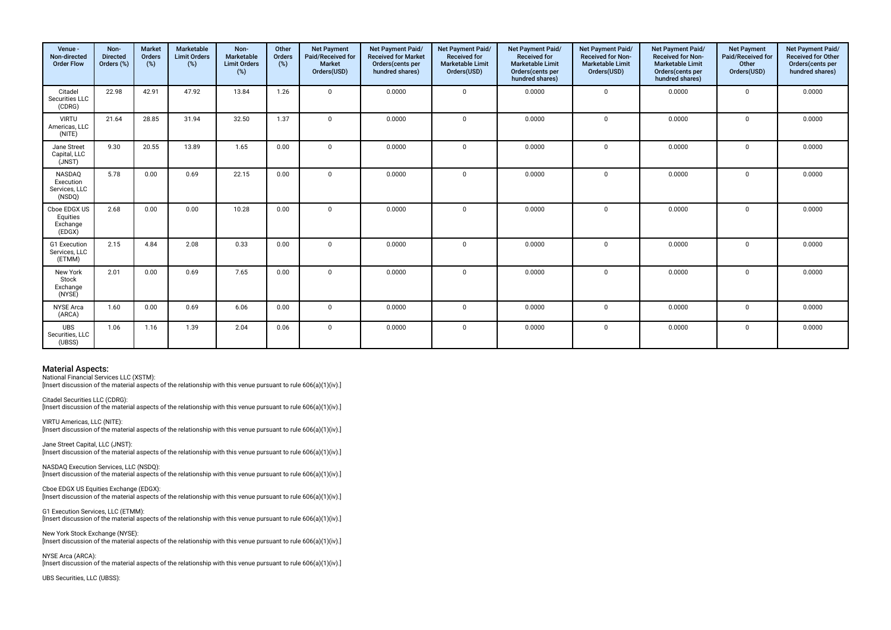| Venue - Non-directed Order Flow | Non-Directed Orders (%) | Market Orders (%) | Marketable Limit Orders (%) | Non-Marketable Limit Orders (%) | Other Orders (%) | Net Payment Paid/Received for Market Orders(USD) | Net Payment Paid/ Received for Market Orders(cents per hundred shares) | Net Payment Paid/ Received for Marketable Limit Orders(USD) | Net Payment Paid/ Received for Marketable Limit Orders(cents per hundred shares) | Net Payment Paid/ Received for Non-Marketable Limit Orders(USD) | Net Payment Paid/ Received for Non-Marketable Limit Orders(cents per hundred shares) | Net Payment Paid/Received for Other Orders(USD) | Net Payment Paid/ Received for Other Orders(cents per hundred shares) |
|---|---|---|---|---|---|---|---|---|---|---|---|---|---|
| Citadel Securities LLC (CDRG) | 22.98 | 42.91 | 47.92 | 13.84 | 1.26 | 0 | 0.0000 | 0 | 0.0000 | 0 | 0.0000 | 0 | 0.0000 |
| VIRTU Americas, LLC (NITE) | 21.64 | 28.85 | 31.94 | 32.50 | 1.37 | 0 | 0.0000 | 0 | 0.0000 | 0 | 0.0000 | 0 | 0.0000 |
| Jane Street Capital, LLC (JNST) | 9.30 | 20.55 | 13.89 | 1.65 | 0.00 | 0 | 0.0000 | 0 | 0.0000 | 0 | 0.0000 | 0 | 0.0000 |
| NASDAQ Execution Services, LLC (NSDQ) | 5.78 | 0.00 | 0.69 | 22.15 | 0.00 | 0 | 0.0000 | 0 | 0.0000 | 0 | 0.0000 | 0 | 0.0000 |
| Cboe EDGX US Equities Exchange (EDGX) | 2.68 | 0.00 | 0.00 | 10.28 | 0.00 | 0 | 0.0000 | 0 | 0.0000 | 0 | 0.0000 | 0 | 0.0000 |
| G1 Execution Services, LLC (ETMM) | 2.15 | 4.84 | 2.08 | 0.33 | 0.00 | 0 | 0.0000 | 0 | 0.0000 | 0 | 0.0000 | 0 | 0.0000 |
| New York Stock Exchange (NYSE) | 2.01 | 0.00 | 0.69 | 7.65 | 0.00 | 0 | 0.0000 | 0 | 0.0000 | 0 | 0.0000 | 0 | 0.0000 |
| NYSE Arca (ARCA) | 1.60 | 0.00 | 0.69 | 6.06 | 0.00 | 0 | 0.0000 | 0 | 0.0000 | 0 | 0.0000 | 0 | 0.0000 |
| UBS Securities, LLC (UBSS) | 1.06 | 1.16 | 1.39 | 2.04 | 0.06 | 0 | 0.0000 | 0 | 0.0000 | 0 | 0.0000 | 0 | 0.0000 |

## Material Aspects:

National Financial Services LLC (XSTM):
[Insert discussion of the material aspects of the relationship with this venue pursuant to rule 606(a)(1)(iv).]

Citadel Securities LLC (CDRG):
[Insert discussion of the material aspects of the relationship with this venue pursuant to rule 606(a)(1)(iv).]

VIRTU Americas, LLC (NITE):
[Insert discussion of the material aspects of the relationship with this venue pursuant to rule 606(a)(1)(iv).]

Jane Street Capital, LLC (JNST):
[Insert discussion of the material aspects of the relationship with this venue pursuant to rule 606(a)(1)(iv).]

NASDAQ Execution Services, LLC (NSDQ):
[Insert discussion of the material aspects of the relationship with this venue pursuant to rule 606(a)(1)(iv).]

Cboe EDGX US Equities Exchange (EDGX):
[Insert discussion of the material aspects of the relationship with this venue pursuant to rule 606(a)(1)(iv).]

G1 Execution Services, LLC (ETMM):
[Insert discussion of the material aspects of the relationship with this venue pursuant to rule 606(a)(1)(iv).]

New York Stock Exchange (NYSE):
[Insert discussion of the material aspects of the relationship with this venue pursuant to rule 606(a)(1)(iv).]

NYSE Arca (ARCA):
[Insert discussion of the material aspects of the relationship with this venue pursuant to rule 606(a)(1)(iv).]

UBS Securities, LLC (UBSS):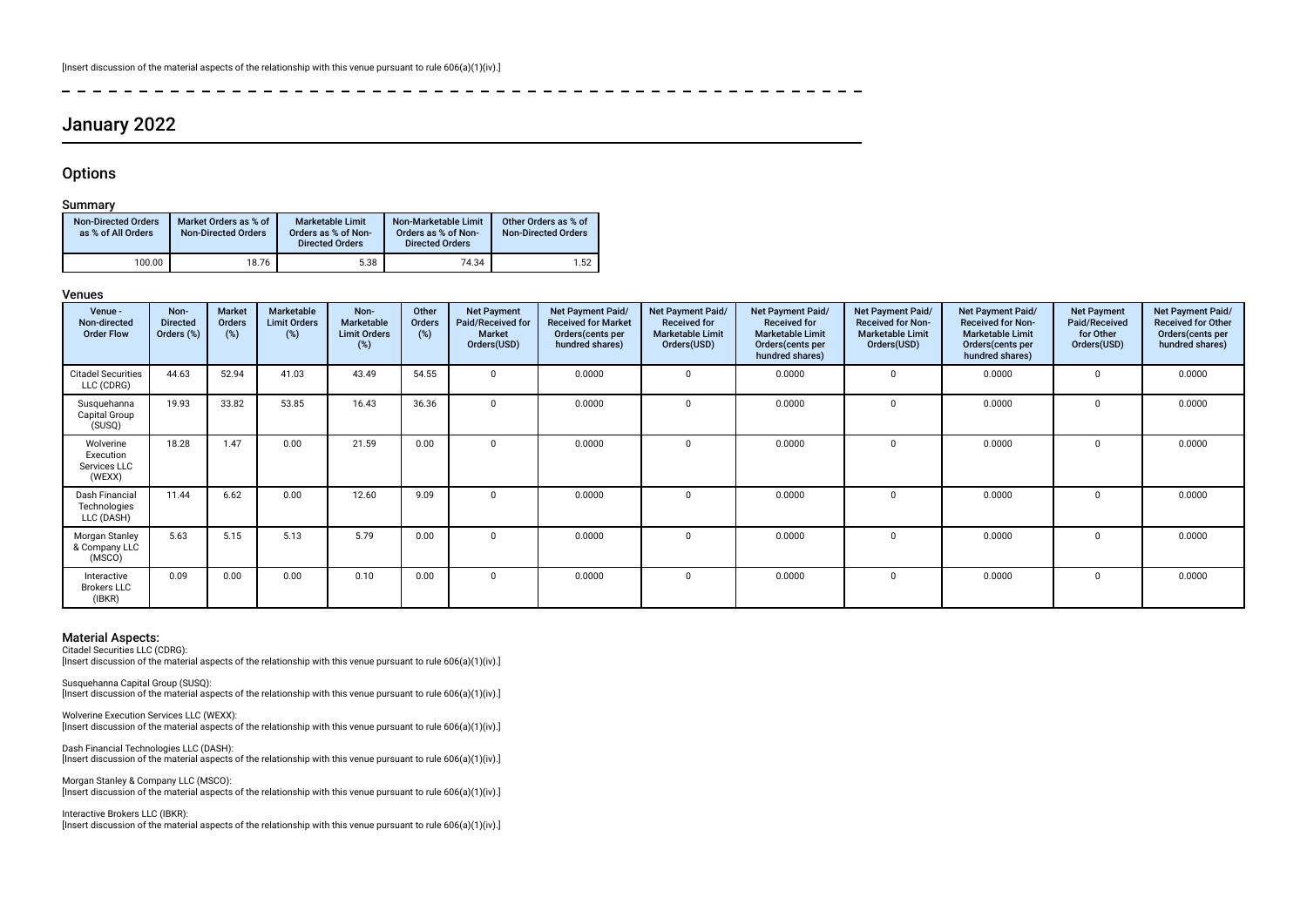[Insert discussion of the material aspects of the relationship with this venue pursuant to rule 606(a)(1)(iv).]

## January 2022

### Options

#### Summary

| Non-Directed Orders as % of All Orders | Market Orders as % of Non-Directed Orders | Marketable Limit Orders as % of Non-Directed Orders | Non-Marketable Limit Orders as % of Non-Directed Orders | Other Orders as % of Non-Directed Orders |
| --- | --- | --- | --- | --- |
| 100.00 | 18.76 | 5.38 | 74.34 | 1.52 |

#### Venues

| Venue - Non-directed Order Flow | Non-Directed Orders (%) | Market Orders (%) | Marketable Limit Orders (%) | Non-Marketable Limit Orders (%) | Other Orders (%) | Net Payment Paid/Received for Market Orders(USD) | Net Payment Paid/Received for Market Orders(cents per hundred shares) | Net Payment Paid/Received for Marketable Limit Orders(USD) | Net Payment Paid/Received for Marketable Limit Orders(cents per hundred shares) | Net Payment Paid/Received for Non-Marketable Limit Orders(USD) | Net Payment Paid/Received for Non-Marketable Limit Orders(cents per hundred shares) | Net Payment Paid/Received for Other Orders(USD) | Net Payment Paid/Received for Other Orders(cents per hundred shares) |
| --- | --- | --- | --- | --- | --- | --- | --- | --- | --- | --- | --- | --- | --- |
| Citadel Securities LLC (CDRG) | 44.63 | 52.94 | 41.03 | 43.49 | 54.55 | 0 | 0.0000 | 0 | 0.0000 | 0 | 0.0000 | 0 | 0.0000 |
| Susquehanna Capital Group (SUSQ) | 19.93 | 33.82 | 53.85 | 16.43 | 36.36 | 0 | 0.0000 | 0 | 0.0000 | 0 | 0.0000 | 0 | 0.0000 |
| Wolverine Execution Services LLC (WEXX) | 18.28 | 1.47 | 0.00 | 21.59 | 0.00 | 0 | 0.0000 | 0 | 0.0000 | 0 | 0.0000 | 0 | 0.0000 |
| Dash Financial Technologies LLC (DASH) | 11.44 | 6.62 | 0.00 | 12.60 | 9.09 | 0 | 0.0000 | 0 | 0.0000 | 0 | 0.0000 | 0 | 0.0000 |
| Morgan Stanley & Company LLC (MSCO) | 5.63 | 5.15 | 5.13 | 5.79 | 0.00 | 0 | 0.0000 | 0 | 0.0000 | 0 | 0.0000 | 0 | 0.0000 |
| Interactive Brokers LLC (IBKR) | 0.09 | 0.00 | 0.00 | 0.10 | 0.00 | 0 | 0.0000 | 0 | 0.0000 | 0 | 0.0000 | 0 | 0.0000 |

#### Material Aspects:

Citadel Securities LLC (CDRG):
[Insert discussion of the material aspects of the relationship with this venue pursuant to rule 606(a)(1)(iv).]

Susquehanna Capital Group (SUSQ):
[Insert discussion of the material aspects of the relationship with this venue pursuant to rule 606(a)(1)(iv).]

Wolverine Execution Services LLC (WEXX):
[Insert discussion of the material aspects of the relationship with this venue pursuant to rule 606(a)(1)(iv).]

Dash Financial Technologies LLC (DASH):
[Insert discussion of the material aspects of the relationship with this venue pursuant to rule 606(a)(1)(iv).]

Morgan Stanley & Company LLC (MSCO):
[Insert discussion of the material aspects of the relationship with this venue pursuant to rule 606(a)(1)(iv).]

Interactive Brokers LLC (IBKR):
[Insert discussion of the material aspects of the relationship with this venue pursuant to rule 606(a)(1)(iv).]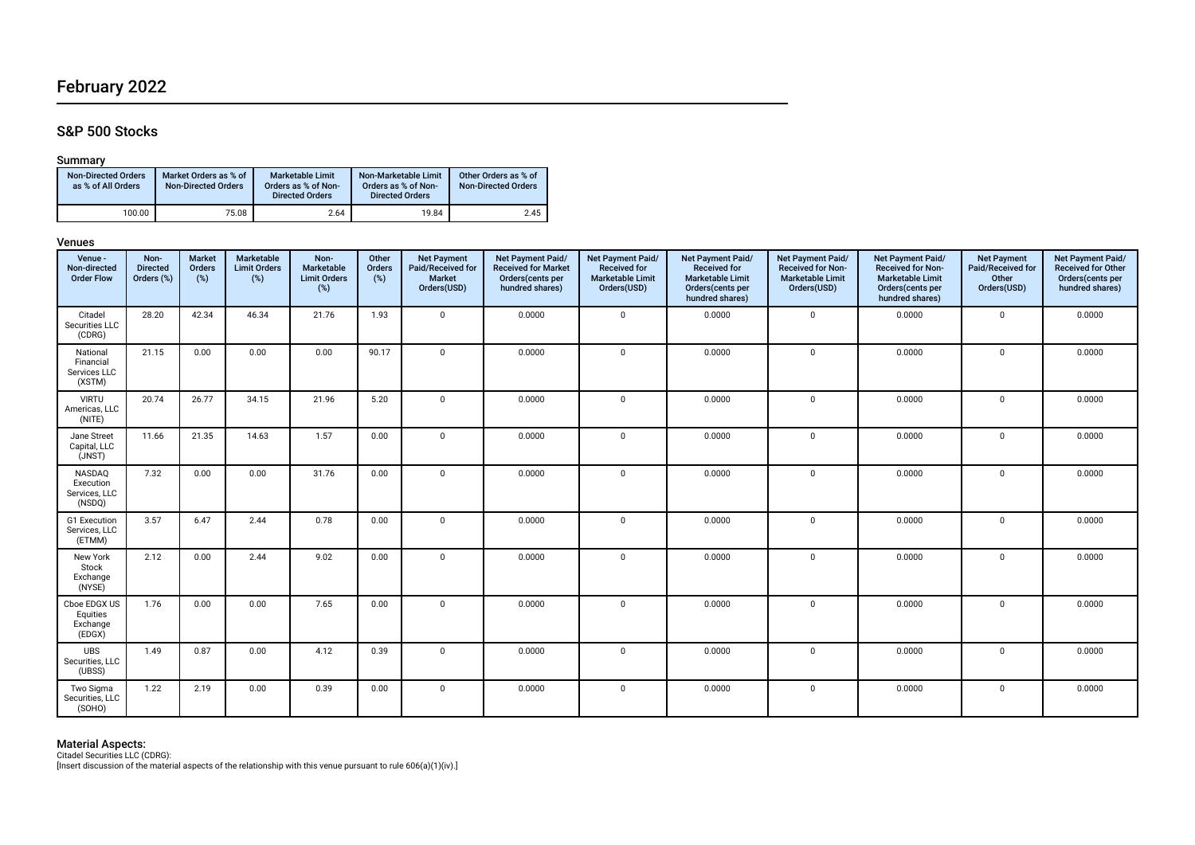# February 2022

## S&P 500 Stocks

### Summary

| Non-Directed Orders as % of All Orders | Market Orders as % of Non-Directed Orders | Marketable Limit Orders as % of Non-Directed Orders | Non-Marketable Limit Orders as % of Non-Directed Orders | Other Orders as % of Non-Directed Orders |
|---|---|---|---|---|
| 100.00 | 75.08 | 2.64 | 19.84 | 2.45 |

### Venues

| Venue - Non-directed Order Flow | Non-Directed Orders (%) | Market Orders (%) | Marketable Limit Orders (%) | Non-Marketable Limit Orders (%) | Other Orders (%) | Net Payment Paid/Received for Market Orders(USD) | Net Payment Paid/ Received for Market Orders(cents per hundred shares) | Net Payment Paid/ Received for Marketable Limit Orders(USD) | Net Payment Paid/ Received for Marketable Limit Orders(cents per hundred shares) | Net Payment Paid/ Received for Non-Marketable Limit Orders(USD) | Net Payment Paid/ Received for Non-Marketable Limit Orders(cents per hundred shares) | Net Payment Paid/Received for Other Orders(USD) | Net Payment Paid/ Received for Other Orders(cents per hundred shares) |
|---|---|---|---|---|---|---|---|---|---|---|---|---|---|
| Citadel Securities LLC (CDRG) | 28.20 | 42.34 | 46.34 | 21.76 | 1.93 | 0 | 0.0000 | 0 | 0.0000 | 0 | 0.0000 | 0 | 0.0000 |
| National Financial Services LLC (XSTM) | 21.15 | 0.00 | 0.00 | 0.00 | 90.17 | 0 | 0.0000 | 0 | 0.0000 | 0 | 0.0000 | 0 | 0.0000 |
| VIRTU Americas, LLC (NITE) | 20.74 | 26.77 | 34.15 | 21.96 | 5.20 | 0 | 0.0000 | 0 | 0.0000 | 0 | 0.0000 | 0 | 0.0000 |
| Jane Street Capital, LLC (JNST) | 11.66 | 21.35 | 14.63 | 1.57 | 0.00 | 0 | 0.0000 | 0 | 0.0000 | 0 | 0.0000 | 0 | 0.0000 |
| NASDAQ Execution Services, LLC (NSDQ) | 7.32 | 0.00 | 0.00 | 31.76 | 0.00 | 0 | 0.0000 | 0 | 0.0000 | 0 | 0.0000 | 0 | 0.0000 |
| G1 Execution Services, LLC (ETMM) | 3.57 | 6.47 | 2.44 | 0.78 | 0.00 | 0 | 0.0000 | 0 | 0.0000 | 0 | 0.0000 | 0 | 0.0000 |
| New York Stock Exchange (NYSE) | 2.12 | 0.00 | 2.44 | 9.02 | 0.00 | 0 | 0.0000 | 0 | 0.0000 | 0 | 0.0000 | 0 | 0.0000 |
| Cboe EDGX US Equities Exchange (EDGX) | 1.76 | 0.00 | 0.00 | 7.65 | 0.00 | 0 | 0.0000 | 0 | 0.0000 | 0 | 0.0000 | 0 | 0.0000 |
| UBS Securities, LLC (UBSS) | 1.49 | 0.87 | 0.00 | 4.12 | 0.39 | 0 | 0.0000 | 0 | 0.0000 | 0 | 0.0000 | 0 | 0.0000 |
| Two Sigma Securities, LLC (SOHO) | 1.22 | 2.19 | 0.00 | 0.39 | 0.00 | 0 | 0.0000 | 0 | 0.0000 | 0 | 0.0000 | 0 | 0.0000 |

### Material Aspects:

Citadel Securities LLC (CDRG):

[Insert discussion of the material aspects of the relationship with this venue pursuant to rule 606(a)(1)(iv).]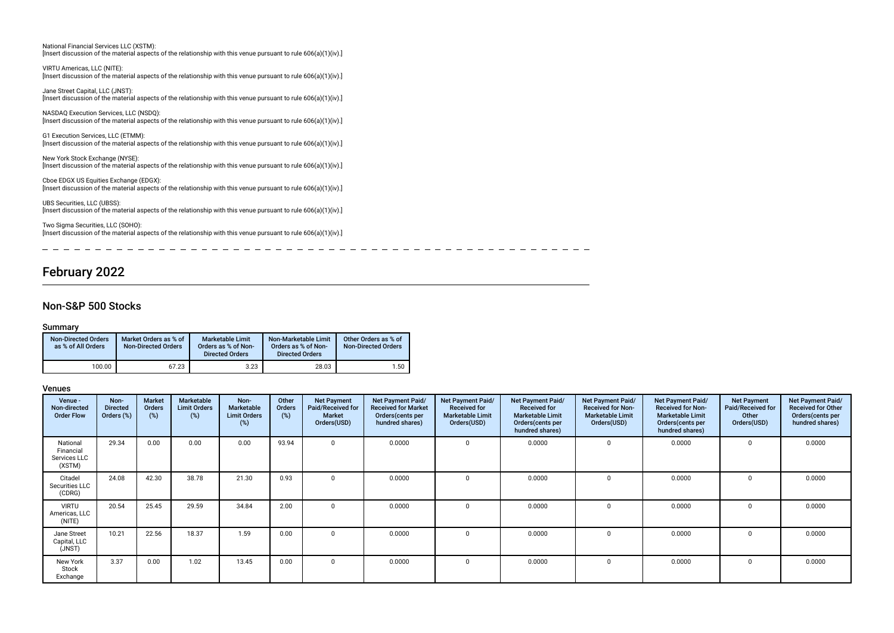National Financial Services LLC (XSTM):
[Insert discussion of the material aspects of the relationship with this venue pursuant to rule 606(a)(1)(iv).]

VIRTU Americas, LLC (NITE):
[Insert discussion of the material aspects of the relationship with this venue pursuant to rule 606(a)(1)(iv).]

Jane Street Capital, LLC (JNST):
[Insert discussion of the material aspects of the relationship with this venue pursuant to rule 606(a)(1)(iv).]

NASDAQ Execution Services, LLC (NSDQ):
[Insert discussion of the material aspects of the relationship with this venue pursuant to rule 606(a)(1)(iv).]

G1 Execution Services, LLC (ETMM):
[Insert discussion of the material aspects of the relationship with this venue pursuant to rule 606(a)(1)(iv).]

New York Stock Exchange (NYSE):
[Insert discussion of the material aspects of the relationship with this venue pursuant to rule 606(a)(1)(iv).]

Cboe EDGX US Equities Exchange (EDGX):
[Insert discussion of the material aspects of the relationship with this venue pursuant to rule 606(a)(1)(iv).]

UBS Securities, LLC (UBSS):
[Insert discussion of the material aspects of the relationship with this venue pursuant to rule 606(a)(1)(iv).]

Two Sigma Securities, LLC (SOHO):
[Insert discussion of the material aspects of the relationship with this venue pursuant to rule 606(a)(1)(iv).]

# February 2022

## Non-S&P 500 Stocks

### Summary

| Non-Directed Orders as % of All Orders | Market Orders as % of Non-Directed Orders | Marketable Limit Orders as % of Non-Directed Orders | Non-Marketable Limit Orders as % of Non-Directed Orders | Other Orders as % of Non-Directed Orders |
|---|---|---|---|---|
| 100.00 | 67.23 | 3.23 | 28.03 | 1.50 |

### Venues

| Venue - Non-directed Order Flow | Non-Directed Orders (%) | Market Orders (%) | Marketable Limit Orders (%) | Non-Marketable Limit Orders (%) | Other Orders (%) | Net Payment Paid/Received for Market Orders(USD) | Net Payment Paid/Received for Market Orders(cents per hundred shares) | Net Payment Paid/Received for Marketable Limit Orders(USD) | Net Payment Paid/Received for Marketable Limit Orders(cents per hundred shares) | Net Payment Paid/Received for Non-Marketable Limit Orders(USD) | Net Payment Paid/Received for Non-Marketable Limit Orders(cents per hundred shares) | Net Payment Paid/Received for Other Orders(USD) | Net Payment Paid/Received for Other Orders(cents per hundred shares) |
|---|---|---|---|---|---|---|---|---|---|---|---|---|---|
| National Financial Services LLC (XSTM) | 29.34 | 0.00 | 0.00 | 0.00 | 93.94 | 0 | 0.0000 | 0 | 0.0000 | 0 | 0.0000 | 0 | 0.0000 |
| Citadel Securities LLC (CDRG) | 24.08 | 42.30 | 38.78 | 21.30 | 0.93 | 0 | 0.0000 | 0 | 0.0000 | 0 | 0.0000 | 0 | 0.0000 |
| VIRTU Americas, LLC (NITE) | 20.54 | 25.45 | 29.59 | 34.84 | 2.00 | 0 | 0.0000 | 0 | 0.0000 | 0 | 0.0000 | 0 | 0.0000 |
| Jane Street Capital, LLC (JNST) | 10.21 | 22.56 | 18.37 | 1.59 | 0.00 | 0 | 0.0000 | 0 | 0.0000 | 0 | 0.0000 | 0 | 0.0000 |
| New York Stock Exchange | 3.37 | 0.00 | 1.02 | 13.45 | 0.00 | 0 | 0.0000 | 0 | 0.0000 | 0 | 0.0000 | 0 | 0.0000 |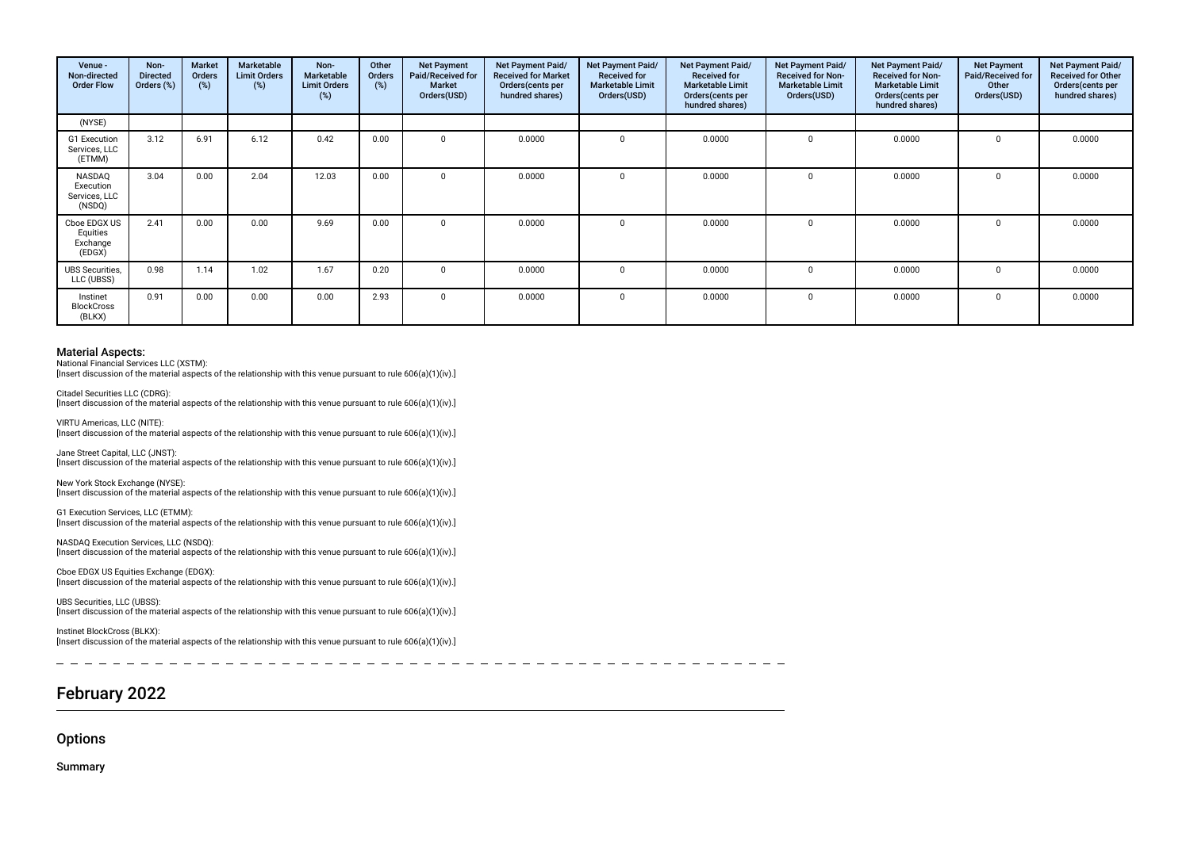| Venue - Non-directed Order Flow | Non-Directed Orders (%) | Market Orders (%) | Marketable Limit Orders (%) | Non-Marketable Limit Orders (%) | Other Orders (%) | Net Payment Paid/Received for Market Orders(USD) | Net Payment Paid/ Received for Market Orders(cents per hundred shares) | Net Payment Paid/ Received for Marketable Limit Orders(USD) | Net Payment Paid/ Received for Marketable Limit Orders(cents per hundred shares) | Net Payment Paid/ Received for Non-Marketable Limit Orders(USD) | Net Payment Paid/ Received for Non-Marketable Limit Orders(cents per hundred shares) | Net Payment Paid/Received for Other Orders(USD) | Net Payment Paid/ Received for Other Orders(cents per hundred shares) |
|---|---|---|---|---|---|---|---|---|---|---|---|---|---|
| (NYSE) | | | | | | | | | | | | | |
| G1 Execution Services, LLC (ETMM) | 3.12 | 6.91 | 6.12 | 0.42 | 0.00 | 0 | 0.0000 | 0 | 0.0000 | 0 | 0.0000 | 0 | 0.0000 |
| NASDAQ Execution Services, LLC (NSDQ) | 3.04 | 0.00 | 2.04 | 12.03 | 0.00 | 0 | 0.0000 | 0 | 0.0000 | 0 | 0.0000 | 0 | 0.0000 |
| Cboe EDGX US Equities Exchange (EDGX) | 2.41 | 0.00 | 0.00 | 9.69 | 0.00 | 0 | 0.0000 | 0 | 0.0000 | 0 | 0.0000 | 0 | 0.0000 |
| UBS Securities, LLC (UBSS) | 0.98 | 1.14 | 1.02 | 1.67 | 0.20 | 0 | 0.0000 | 0 | 0.0000 | 0 | 0.0000 | 0 | 0.0000 |
| Instinet BlockCross (BLKX) | 0.91 | 0.00 | 0.00 | 0.00 | 2.93 | 0 | 0.0000 | 0 | 0.0000 | 0 | 0.0000 | 0 | 0.0000 |

**Material Aspects:**

National Financial Services LLC (XSTM):
[Insert discussion of the material aspects of the relationship with this venue pursuant to rule 606(a)(1)(iv).]

Citadel Securities LLC (CDRG):
[Insert discussion of the material aspects of the relationship with this venue pursuant to rule 606(a)(1)(iv).]

VIRTU Americas, LLC (NITE):
[Insert discussion of the material aspects of the relationship with this venue pursuant to rule 606(a)(1)(iv).]

Jane Street Capital, LLC (JNST):
[Insert discussion of the material aspects of the relationship with this venue pursuant to rule 606(a)(1)(iv).]

New York Stock Exchange (NYSE):
[Insert discussion of the material aspects of the relationship with this venue pursuant to rule 606(a)(1)(iv).]

G1 Execution Services, LLC (ETMM):
[Insert discussion of the material aspects of the relationship with this venue pursuant to rule 606(a)(1)(iv).]

NASDAQ Execution Services, LLC (NSDQ):
[Insert discussion of the material aspects of the relationship with this venue pursuant to rule 606(a)(1)(iv).]

Cboe EDGX US Equities Exchange (EDGX):
[Insert discussion of the material aspects of the relationship with this venue pursuant to rule 606(a)(1)(iv).]

UBS Securities, LLC (UBSS):
[Insert discussion of the material aspects of the relationship with this venue pursuant to rule 606(a)(1)(iv).]

Instinet BlockCross (BLKX):
[Insert discussion of the material aspects of the relationship with this venue pursuant to rule 606(a)(1)(iv).]

# February 2022

## Options

### Summary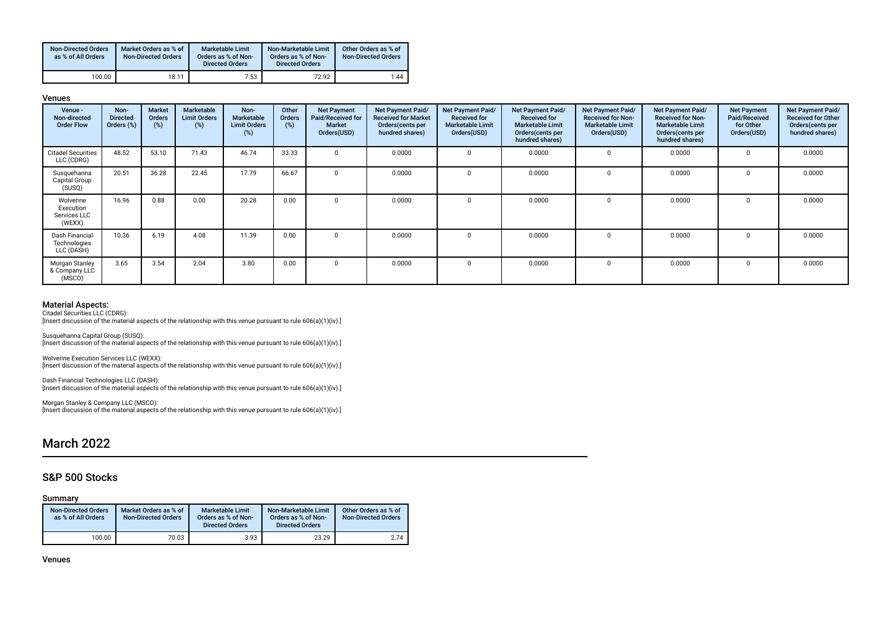| Non-Directed Orders as % of All Orders | Market Orders as % of Non-Directed Orders | Marketable Limit Orders as % of Non-Directed Orders | Non-Marketable Limit Orders as % of Non-Directed Orders | Other Orders as % of Non-Directed Orders |
|---|---|---|---|---|
| 100.00 | 18.11 | 7.53 | 72.92 | 1.44 |

### Venues

| Venue - Non-directed Order Flow | Non-Directed Orders (%) | Market Orders (%) | Marketable Limit Orders (%) | Non-Marketable Limit Orders (%) | Other Orders (%) | Net Payment Paid/Received for Market Orders(USD) | Net Payment Paid/ Received for Market Orders(cents per hundred shares) | Net Payment Paid/ Received for Marketable Limit Orders(USD) | Net Payment Paid/ Received for Marketable Limit Orders(cents per hundred shares) | Net Payment Paid/ Received for Non-Marketable Limit Orders(USD) | Net Payment Paid/ Received for Non-Marketable Limit Orders(cents per hundred shares) | Net Payment Paid/Received for Other Orders(USD) | Net Payment Paid/ Received for Other Orders(cents per hundred shares) |
|---|---|---|---|---|---|---|---|---|---|---|---|---|---|
| Citadel Securities LLC (CDRG) | 48.52 | 53.10 | 71.43 | 46.74 | 33.33 | 0 | 0.0000 | 0 | 0.0000 | 0 | 0.0000 | 0 | 0.0000 |
| Susquehanna Capital Group (SUSQ) | 20.51 | 36.28 | 22.45 | 17.79 | 66.67 | 0 | 0.0000 | 0 | 0.0000 | 0 | 0.0000 | 0 | 0.0000 |
| Wolverine Execution Services LLC (WEXX) | 16.96 | 0.88 | 0.00 | 20.28 | 0.00 | 0 | 0.0000 | 0 | 0.0000 | 0 | 0.0000 | 0 | 0.0000 |
| Dash Financial Technologies LLC (DASH) | 10.36 | 6.19 | 4.08 | 11.39 | 0.00 | 0 | 0.0000 | 0 | 0.0000 | 0 | 0.0000 | 0 | 0.0000 |
| Morgan Stanley & Company LLC (MSCO) | 3.65 | 3.54 | 2.04 | 3.80 | 0.00 | 0 | 0.0000 | 0 | 0.0000 | 0 | 0.0000 | 0 | 0.0000 |

### Material Aspects:

Citadel Securities LLC (CDRG):
[Insert discussion of the material aspects of the relationship with this venue pursuant to rule 606(a)(1)(iv).]

Susquehanna Capital Group (SUSQ):
[Insert discussion of the material aspects of the relationship with this venue pursuant to rule 606(a)(1)(iv).]

Wolverine Execution Services LLC (WEXX):
[Insert discussion of the material aspects of the relationship with this venue pursuant to rule 606(a)(1)(iv).]

Dash Financial Technologies LLC (DASH):
[Insert discussion of the material aspects of the relationship with this venue pursuant to rule 606(a)(1)(iv).]

Morgan Stanley & Company LLC (MSCO):
[Insert discussion of the material aspects of the relationship with this venue pursuant to rule 606(a)(1)(iv).]

# March 2022

## S&P 500 Stocks

### Summary

| Non-Directed Orders as % of All Orders | Market Orders as % of Non-Directed Orders | Marketable Limit Orders as % of Non-Directed Orders | Non-Marketable Limit Orders as % of Non-Directed Orders | Other Orders as % of Non-Directed Orders |
|---|---|---|---|---|
| 100.00 | 70.03 | 3.93 | 23.29 | 2.74 |

### Venues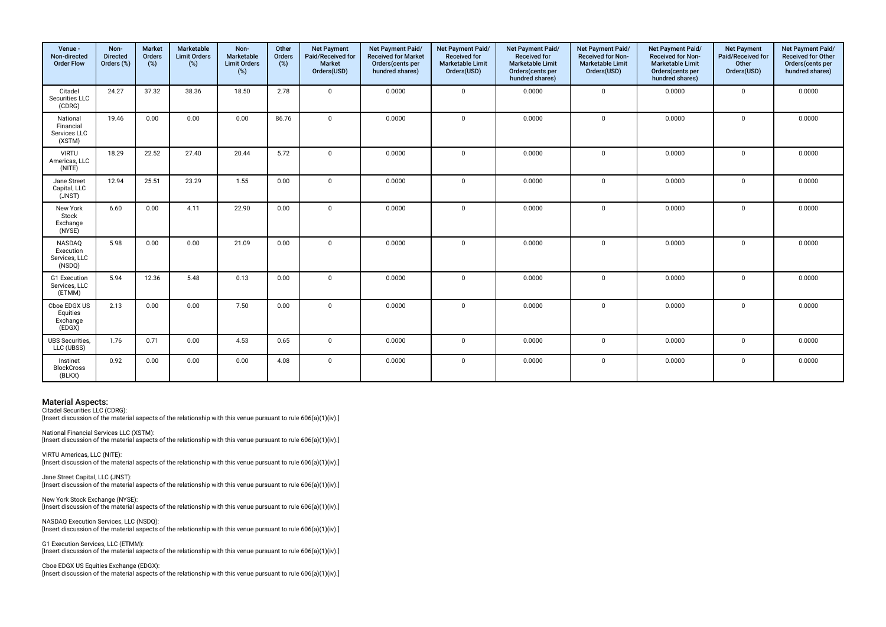| Venue - Non-directed Order Flow | Non-Directed Orders (%) | Market Orders (%) | Marketable Limit Orders (%) | Non-Marketable Limit Orders (%) | Other Orders (%) | Net Payment Paid/Received for Market Orders(USD) | Net Payment Paid/ Received for Market Orders(cents per hundred shares) | Net Payment Paid/ Received for Marketable Limit Orders(USD) | Net Payment Paid/ Received for Marketable Limit Orders(cents per hundred shares) | Net Payment Paid/ Received for Non-Marketable Limit Orders(USD) | Net Payment Paid/ Received for Non-Marketable Limit Orders(cents per hundred shares) | Net Payment Paid/Received for Other Orders(USD) | Net Payment Paid/ Received for Other Orders(cents per hundred shares) |
|---|---|---|---|---|---|---|---|---|---|---|---|---|---|
| Citadel Securities LLC (CDRG) | 24.27 | 37.32 | 38.36 | 18.50 | 2.78 | 0 | 0.0000 | 0 | 0.0000 | 0 | 0.0000 | 0 | 0.0000 |
| National Financial Services LLC (XSTM) | 19.46 | 0.00 | 0.00 | 0.00 | 86.76 | 0 | 0.0000 | 0 | 0.0000 | 0 | 0.0000 | 0 | 0.0000 |
| VIRTU Americas, LLC (NITE) | 18.29 | 22.52 | 27.40 | 20.44 | 5.72 | 0 | 0.0000 | 0 | 0.0000 | 0 | 0.0000 | 0 | 0.0000 |
| Jane Street Capital, LLC (JNST) | 12.94 | 25.51 | 23.29 | 1.55 | 0.00 | 0 | 0.0000 | 0 | 0.0000 | 0 | 0.0000 | 0 | 0.0000 |
| New York Stock Exchange (NYSE) | 6.60 | 0.00 | 4.11 | 22.90 | 0.00 | 0 | 0.0000 | 0 | 0.0000 | 0 | 0.0000 | 0 | 0.0000 |
| NASDAQ Execution Services, LLC (NSDQ) | 5.98 | 0.00 | 0.00 | 21.09 | 0.00 | 0 | 0.0000 | 0 | 0.0000 | 0 | 0.0000 | 0 | 0.0000 |
| G1 Execution Services, LLC (ETMM) | 5.94 | 12.36 | 5.48 | 0.13 | 0.00 | 0 | 0.0000 | 0 | 0.0000 | 0 | 0.0000 | 0 | 0.0000 |
| Cboe EDGX US Equities Exchange (EDGX) | 2.13 | 0.00 | 0.00 | 7.50 | 0.00 | 0 | 0.0000 | 0 | 0.0000 | 0 | 0.0000 | 0 | 0.0000 |
| UBS Securities, LLC (UBSS) | 1.76 | 0.71 | 0.00 | 4.53 | 0.65 | 0 | 0.0000 | 0 | 0.0000 | 0 | 0.0000 | 0 | 0.0000 |
| Instinet BlockCross (BLKX) | 0.92 | 0.00 | 0.00 | 0.00 | 4.08 | 0 | 0.0000 | 0 | 0.0000 | 0 | 0.0000 | 0 | 0.0000 |

## Material Aspects:

Citadel Securities LLC (CDRG):
[Insert discussion of the material aspects of the relationship with this venue pursuant to rule 606(a)(1)(iv).]

National Financial Services LLC (XSTM):
[Insert discussion of the material aspects of the relationship with this venue pursuant to rule 606(a)(1)(iv).]

VIRTU Americas, LLC (NITE):
[Insert discussion of the material aspects of the relationship with this venue pursuant to rule 606(a)(1)(iv).]

Jane Street Capital, LLC (JNST):
[Insert discussion of the material aspects of the relationship with this venue pursuant to rule 606(a)(1)(iv).]

New York Stock Exchange (NYSE):
[Insert discussion of the material aspects of the relationship with this venue pursuant to rule 606(a)(1)(iv).]

NASDAQ Execution Services, LLC (NSDQ):
[Insert discussion of the material aspects of the relationship with this venue pursuant to rule 606(a)(1)(iv).]

G1 Execution Services, LLC (ETMM):
[Insert discussion of the material aspects of the relationship with this venue pursuant to rule 606(a)(1)(iv).]

Cboe EDGX US Equities Exchange (EDGX):
[Insert discussion of the material aspects of the relationship with this venue pursuant to rule 606(a)(1)(iv).]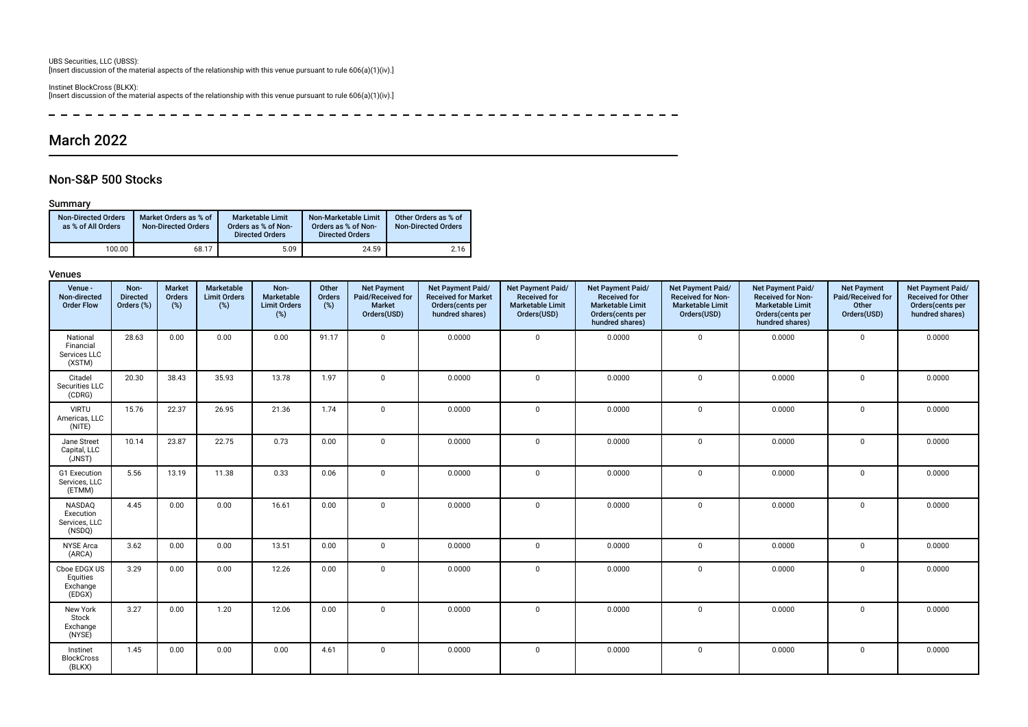UBS Securities, LLC (UBSS):
[Insert discussion of the material aspects of the relationship with this venue pursuant to rule 606(a)(1)(iv).]

Instinet BlockCross (BLKX):
[Insert discussion of the material aspects of the relationship with this venue pursuant to rule 606(a)(1)(iv).]

## March 2022

### Non-S&P 500 Stocks

#### Summary

| Non-Directed Orders as % of All Orders | Market Orders as % of Non-Directed Orders | Marketable Limit Orders as % of Non-Directed Orders | Non-Marketable Limit Orders as % of Non-Directed Orders | Other Orders as % of Non-Directed Orders |
|---|---|---|---|---|
| 100.00 | 68.17 | 5.09 | 24.59 | 2.16 |

#### Venues

| Venue - Non-directed Order Flow | Non-Directed Orders (%) | Market Orders (%) | Marketable Limit Orders (%) | Non-Marketable Limit Orders (%) | Other Orders (%) | Net Payment Paid/Received for Market Orders(USD) | Net Payment Paid/Received for Market Orders(cents per hundred shares) | Net Payment Paid/Received for Marketable Limit Orders(USD) | Net Payment Paid/Received for Marketable Limit Orders(cents per hundred shares) | Net Payment Paid/Received for Non-Marketable Limit Orders(USD) | Net Payment Paid/Received for Non-Marketable Limit Orders(cents per hundred shares) | Net Payment Paid/Received for Other Orders(USD) | Net Payment Paid/Received for Other Orders(cents per hundred shares) |
|---|---|---|---|---|---|---|---|---|---|---|---|---|---|
| National Financial Services LLC (XSTM) | 28.63 | 0.00 | 0.00 | 0.00 | 91.17 | 0 | 0.0000 | 0 | 0.0000 | 0 | 0.0000 | 0 | 0.0000 |
| Citadel Securities LLC (CDRG) | 20.30 | 38.43 | 35.93 | 13.78 | 1.97 | 0 | 0.0000 | 0 | 0.0000 | 0 | 0.0000 | 0 | 0.0000 |
| VIRTU Americas, LLC (NITE) | 15.76 | 22.37 | 26.95 | 21.36 | 1.74 | 0 | 0.0000 | 0 | 0.0000 | 0 | 0.0000 | 0 | 0.0000 |
| Jane Street Capital, LLC (JNST) | 10.14 | 23.87 | 22.75 | 0.73 | 0.00 | 0 | 0.0000 | 0 | 0.0000 | 0 | 0.0000 | 0 | 0.0000 |
| G1 Execution Services, LLC (ETMM) | 5.56 | 13.19 | 11.38 | 0.33 | 0.06 | 0 | 0.0000 | 0 | 0.0000 | 0 | 0.0000 | 0 | 0.0000 |
| NASDAQ Execution Services, LLC (NSDQ) | 4.45 | 0.00 | 0.00 | 16.61 | 0.00 | 0 | 0.0000 | 0 | 0.0000 | 0 | 0.0000 | 0 | 0.0000 |
| NYSE Arca (ARCA) | 3.62 | 0.00 | 0.00 | 13.51 | 0.00 | 0 | 0.0000 | 0 | 0.0000 | 0 | 0.0000 | 0 | 0.0000 |
| Cboe EDGX US Equities Exchange (EDGX) | 3.29 | 0.00 | 0.00 | 12.26 | 0.00 | 0 | 0.0000 | 0 | 0.0000 | 0 | 0.0000 | 0 | 0.0000 |
| New York Stock Exchange (NYSE) | 3.27 | 0.00 | 1.20 | 12.06 | 0.00 | 0 | 0.0000 | 0 | 0.0000 | 0 | 0.0000 | 0 | 0.0000 |
| Instinet BlockCross (BLKX) | 1.45 | 0.00 | 0.00 | 0.00 | 4.61 | 0 | 0.0000 | 0 | 0.0000 | 0 | 0.0000 | 0 | 0.0000 |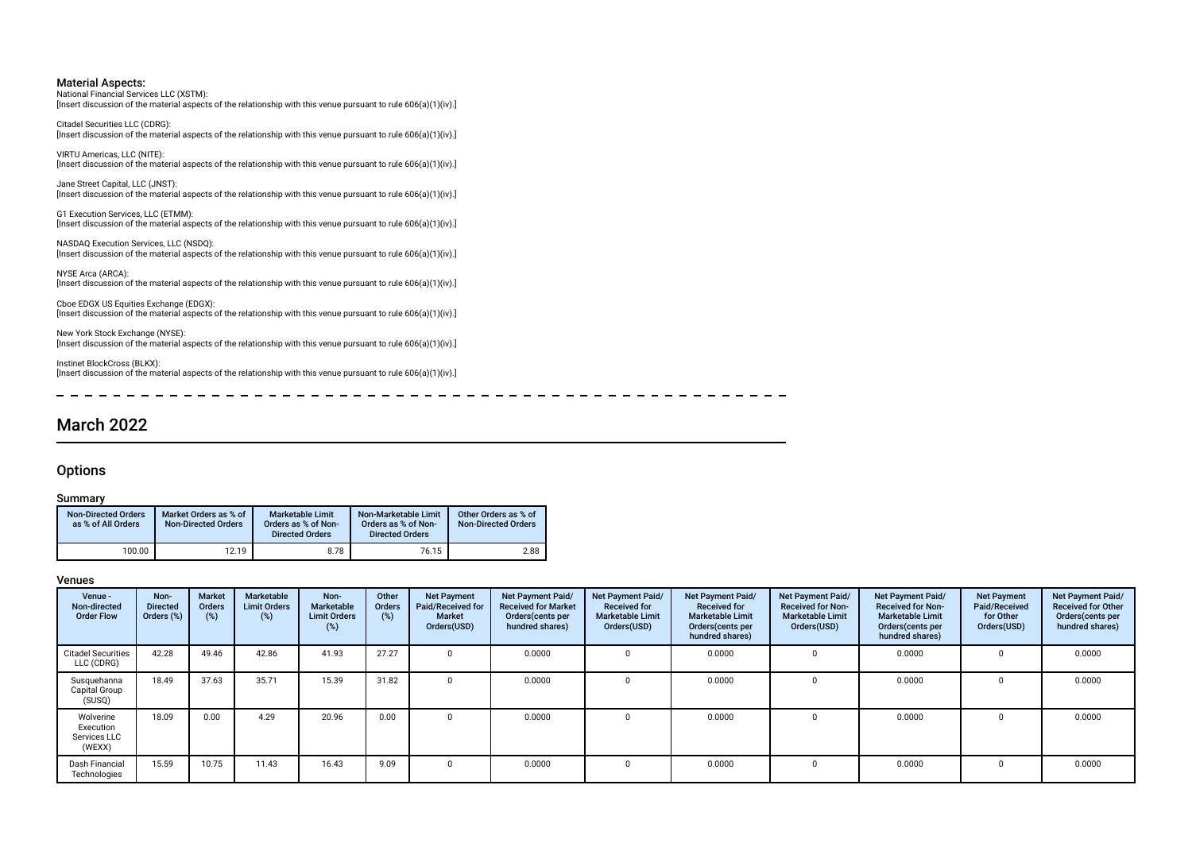### Material Aspects:

National Financial Services LLC (XSTM):
[Insert discussion of the material aspects of the relationship with this venue pursuant to rule 606(a)(1)(iv).]

Citadel Securities LLC (CDRG):
[Insert discussion of the material aspects of the relationship with this venue pursuant to rule 606(a)(1)(iv).]

VIRTU Americas, LLC (NITE):
[Insert discussion of the material aspects of the relationship with this venue pursuant to rule 606(a)(1)(iv).]

Jane Street Capital, LLC (JNST):
[Insert discussion of the material aspects of the relationship with this venue pursuant to rule 606(a)(1)(iv).]

G1 Execution Services, LLC (ETMM):
[Insert discussion of the material aspects of the relationship with this venue pursuant to rule 606(a)(1)(iv).]

NASDAQ Execution Services, LLC (NSDQ):
[Insert discussion of the material aspects of the relationship with this venue pursuant to rule 606(a)(1)(iv).]

NYSE Arca (ARCA):
[Insert discussion of the material aspects of the relationship with this venue pursuant to rule 606(a)(1)(iv).]

Cboe EDGX US Equities Exchange (EDGX):
[Insert discussion of the material aspects of the relationship with this venue pursuant to rule 606(a)(1)(iv).]

New York Stock Exchange (NYSE):
[Insert discussion of the material aspects of the relationship with this venue pursuant to rule 606(a)(1)(iv).]

Instinet BlockCross (BLKX):
[Insert discussion of the material aspects of the relationship with this venue pursuant to rule 606(a)(1)(iv).]

# March 2022

## Options

### Summary

| Non-Directed Orders as % of All Orders | Market Orders as % of Non-Directed Orders | Marketable Limit Orders as % of Non-Directed Orders | Non-Marketable Limit Orders as % of Non-Directed Orders | Other Orders as % of Non-Directed Orders |
|---|---|---|---|---|
| 100.00 | 12.19 | 8.78 | 76.15 | 2.88 |

### Venues

| Venue - Non-directed Order Flow | Non-Directed Orders (%) | Market Orders (%) | Marketable Limit Orders (%) | Non-Marketable Limit Orders (%) | Other Orders (%) | Net Payment Paid/Received for Market Orders(USD) | Net Payment Paid/ Received for Market Orders(cents per hundred shares) | Net Payment Paid/ Received for Marketable Limit Orders(USD) | Net Payment Paid/ Received for Marketable Limit Orders(cents per hundred shares) | Net Payment Paid/ Received for Non-Marketable Limit Orders(USD) | Net Payment Paid/ Received for Non-Marketable Limit Orders(cents per hundred shares) | Net Payment Paid/Received for Other Orders(USD) | Net Payment Paid/ Received for Other Orders(cents per hundred shares) |
|---|---|---|---|---|---|---|---|---|---|---|---|---|---|
| Citadel Securities LLC (CDRG) | 42.28 | 49.46 | 42.86 | 41.93 | 27.27 | 0 | 0.0000 | 0 | 0.0000 | 0 | 0.0000 | 0 | 0.0000 |
| Susquehanna Capital Group (SUSQ) | 18.49 | 37.63 | 35.71 | 15.39 | 31.82 | 0 | 0.0000 | 0 | 0.0000 | 0 | 0.0000 | 0 | 0.0000 |
| Wolverine Execution Services LLC (WEXX) | 18.09 | 0.00 | 4.29 | 20.96 | 0.00 | 0 | 0.0000 | 0 | 0.0000 | 0 | 0.0000 | 0 | 0.0000 |
| Dash Financial Technologies | 15.59 | 10.75 | 11.43 | 16.43 | 9.09 | 0 | 0.0000 | 0 | 0.0000 | 0 | 0.0000 | 0 | 0.0000 |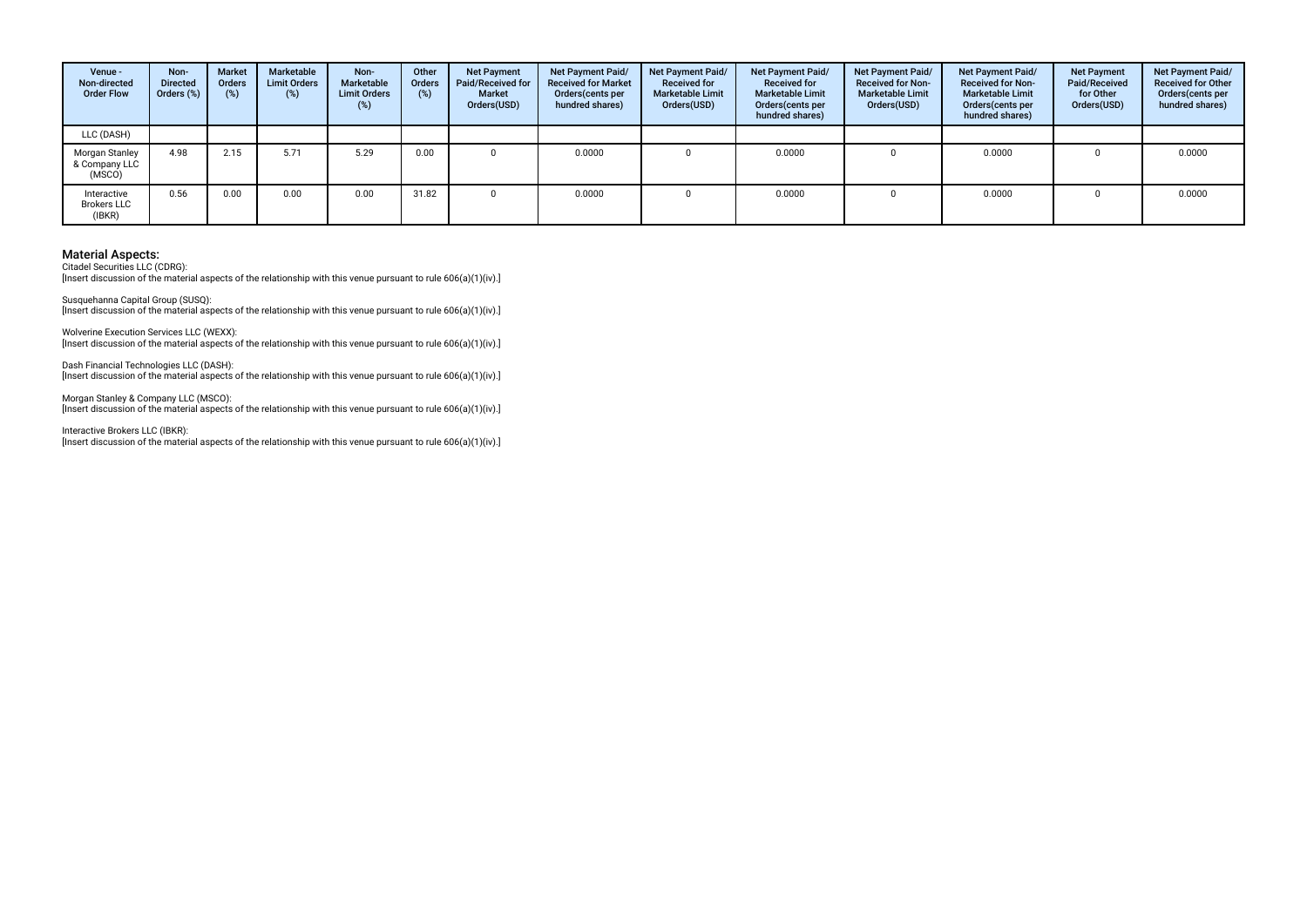| Venue - Non-directed Order Flow | Non-Directed Orders (%) | Market Orders (%) | Marketable Limit Orders (%) | Non-Marketable Limit Orders (%) | Other Orders (%) | Net Payment Paid/Received for Market Orders(USD) | Net Payment Paid/ Received for Market Orders(cents per hundred shares) | Net Payment Paid/ Received for Marketable Limit Orders(USD) | Net Payment Paid/ Received for Marketable Limit Orders(cents per hundred shares) | Net Payment Paid/ Received for Non-Marketable Limit Orders(USD) | Net Payment Paid/ Received for Non-Marketable Limit Orders(cents per hundred shares) | Net Payment Paid/Received for Other Orders(USD) | Net Payment Paid/ Received for Other Orders(cents per hundred shares) |
|---|---|---|---|---|---|---|---|---|---|---|---|---|---|
| LLC (DASH) | | | | | | | | | | | | | |
| Morgan Stanley & Company LLC (MSCO) | 4.98 | 2.15 | 5.71 | 5.29 | 0.00 | 0 | 0.0000 | 0 | 0.0000 | 0 | 0.0000 | 0 | 0.0000 |
| Interactive Brokers LLC (IBKR) | 0.56 | 0.00 | 0.00 | 0.00 | 31.82 | 0 | 0.0000 | 0 | 0.0000 | 0 | 0.0000 | 0 | 0.0000 |

## Material Aspects:

Citadel Securities LLC (CDRG):
[Insert discussion of the material aspects of the relationship with this venue pursuant to rule 606(a)(1)(iv).]

Susquehanna Capital Group (SUSQ):
[Insert discussion of the material aspects of the relationship with this venue pursuant to rule 606(a)(1)(iv).]

Wolverine Execution Services LLC (WEXX):
[Insert discussion of the material aspects of the relationship with this venue pursuant to rule 606(a)(1)(iv).]

Dash Financial Technologies LLC (DASH):
[Insert discussion of the material aspects of the relationship with this venue pursuant to rule 606(a)(1)(iv).]

Morgan Stanley & Company LLC (MSCO):
[Insert discussion of the material aspects of the relationship with this venue pursuant to rule 606(a)(1)(iv).]

Interactive Brokers LLC (IBKR):
[Insert discussion of the material aspects of the relationship with this venue pursuant to rule 606(a)(1)(iv).]